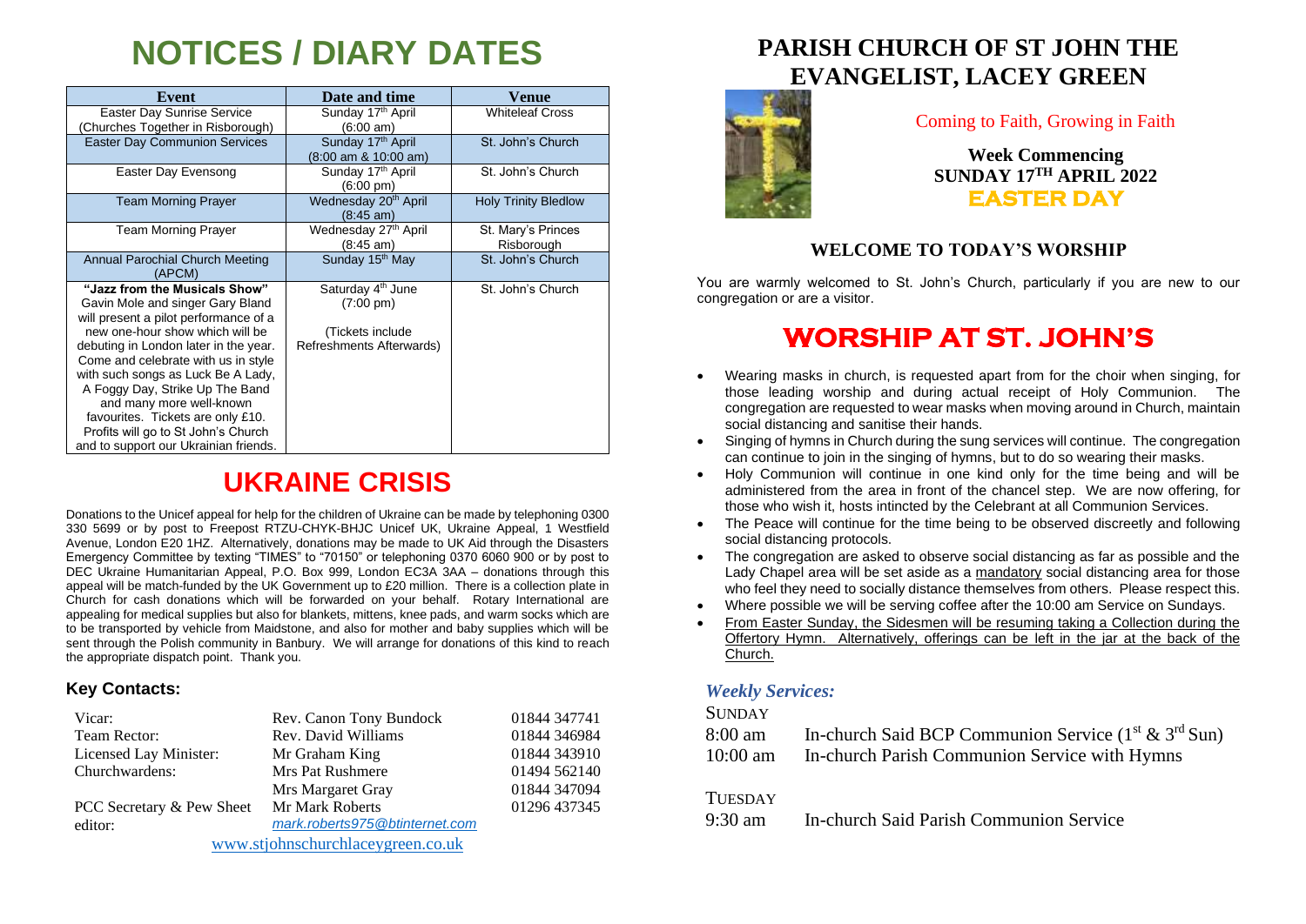# NOTICES / DIARY DATES

| Event | Date and time | Venue |
|---|---|---|
| Easter Day Sunrise Service (Churches Together in Risborough) | Sunday 17th April (6:00 am) | Whiteleaf Cross |
| Easter Day Communion Services | Sunday 17th April (8:00 am & 10:00 am) | St. John's Church |
| Easter Day Evensong | Sunday 17th April (6:00 pm) | St. John's Church |
| Team Morning Prayer | Wednesday 20th April (8:45 am) | Holy Trinity Bledlow |
| Team Morning Prayer | Wednesday 27th April (8:45 am) | St. Mary's Princes Risborough |
| Annual Parochial Church Meeting (APCM) | Sunday 15th May | St. John's Church |
| **"Jazz from the Musicals Show"** Gavin Mole and singer Gary Bland will present a pilot performance of a new one-hour show which will be debuting in London later in the year. Come and celebrate with us in style with such songs as Luck Be A Lady, A Foggy Day, Strike Up The Band and many more well-known favourites. Tickets are only £10. Profits will go to St John's Church and to support our Ukrainian friends. | Saturday 4th June (7:00 pm) (Tickets include Refreshments Afterwards) | St. John's Church |

## UKRAINE CRISIS

Donations to the Unicef appeal for help for the children of Ukraine can be made by telephoning 0300 330 5699 or by post to Freepost RTZU-CHYK-BHJC Unicef UK, Ukraine Appeal, 1 Westfield Avenue, London E20 1HZ. Alternatively, donations may be made to UK Aid through the Disasters Emergency Committee by texting "TIMES" to "70150" or telephoning 0370 6060 900 or by post to DEC Ukraine Humanitarian Appeal, P.O. Box 999, London EC3A 3AA – donations through this appeal will be match-funded by the UK Government up to £20 million. There is a collection plate in Church for cash donations which will be forwarded on your behalf. Rotary International are appealing for medical supplies but also for blankets, mittens, knee pads, and warm socks which are to be transported by vehicle from Maidstone, and also for mother and baby supplies which will be sent through the Polish community in Banbury. We will arrange for donations of this kind to reach the appropriate dispatch point. Thank you.

### Key Contacts:

| | | |
|---|---|---|
| Vicar: | Rev. Canon Tony Bundock | 01844 347741 |
| Team Rector: | Rev. David Williams | 01844 346984 |
| Licensed Lay Minister: | Mr Graham King | 01844 343910 |
| Churchwardens: | Mrs Pat Rushmere | 01494 562140 |
| | Mrs Margaret Gray | 01844 347094 |
| PCC Secretary & Pew Sheet editor: | Mr Mark Roberts *mark.roberts975@btinternet.com* | 01296 437345 |

www.stjohnschurchlaceygreen.co.uk

# PARISH CHURCH OF ST JOHN THE EVANGELIST, LACEY GREEN

Coming to Faith, Growing in Faith

**Week Commencing SUNDAY 17TH APRIL 2022**

**EASTER DAY**

## WELCOME TO TODAY'S WORSHIP

You are warmly welcomed to St. John's Church, particularly if you are new to our congregation or are a visitor.

## WORSHIP AT ST. JOHN'S

- Wearing masks in church, is requested apart from for the choir when singing, for those leading worship and during actual receipt of Holy Communion. The congregation are requested to wear masks when moving around in Church, maintain social distancing and sanitise their hands.
- Singing of hymns in Church during the sung services will continue. The congregation can continue to join in the singing of hymns, but to do so wearing their masks.
- Holy Communion will continue in one kind only for the time being and will be administered from the area in front of the chancel step. We are now offering, for those who wish it, hosts intincted by the Celebrant at all Communion Services.
- The Peace will continue for the time being to be observed discreetly and following social distancing protocols.
- The congregation are asked to observe social distancing as far as possible and the Lady Chapel area will be set aside as a mandatory social distancing area for those who feel they need to socially distance themselves from others. Please respect this.
- Where possible we will be serving coffee after the 10:00 am Service on Sundays.
- From Easter Sunday, the Sidesmen will be resuming taking a Collection during the Offertory Hymn. Alternatively, offerings can be left in the jar at the back of the Church.

### *Weekly Services:*

SUNDAY

8:00 am In-church Said BCP Communion Service (1st & 3rd Sun)

10:00 am In-church Parish Communion Service with Hymns

TUESDAY

9:30 am In-church Said Parish Communion Service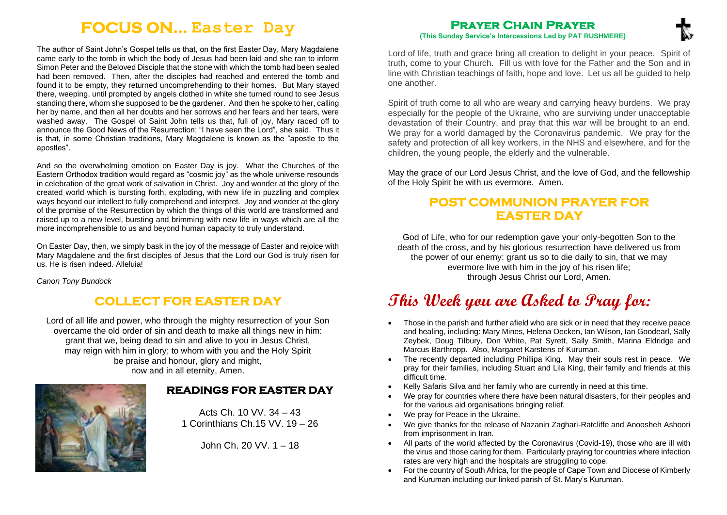# FOCUS ON… Easter Day

The author of Saint John's Gospel tells us that, on the first Easter Day, Mary Magdalene came early to the tomb in which the body of Jesus had been laid and she ran to inform Simon Peter and the Beloved Disciple that the stone with which the tomb had been sealed had been removed. Then, after the disciples had reached and entered the tomb and found it to be empty, they returned uncomprehending to their homes. But Mary stayed there, weeping, until prompted by angels clothed in white she turned round to see Jesus standing there, whom she supposed to be the gardener. And then he spoke to her, calling her by name, and then all her doubts and her sorrows and her fears and her tears, were washed away. The Gospel of Saint John tells us that, full of joy, Mary raced off to announce the Good News of the Resurrection; "I have seen the Lord", she said. Thus it is that, in some Christian traditions, Mary Magdalene is known as the "apostle to the apostles".

And so the overwhelming emotion on Easter Day is joy. What the Churches of the Eastern Orthodox tradition would regard as "cosmic joy" as the whole universe resounds in celebration of the great work of salvation in Christ. Joy and wonder at the glory of the created world which is bursting forth, exploding, with new life in puzzling and complex ways beyond our intellect to fully comprehend and interpret. Joy and wonder at the glory of the promise of the Resurrection by which the things of this world are transformed and raised up to a new level, bursting and brimming with new life in ways which are all the more incomprehensible to us and beyond human capacity to truly understand.

On Easter Day, then, we simply bask in the joy of the message of Easter and rejoice with Mary Magdalene and the first disciples of Jesus that the Lord our God is truly risen for us. He is risen indeed. Alleluia!

*Canon Tony Bundock*

## COLLECT FOR EASTER DAY

Lord of all life and power, who through the mighty resurrection of your Son
overcame the old order of sin and death to make all things new in him:
grant that we, being dead to sin and alive to you in Jesus Christ,
may reign with him in glory; to whom with you and the Holy Spirit
be praise and honour, glory and might,
now and in all eternity, Amen.

## READINGS FOR EASTER DAY

Acts Ch. 10 VV. 34 – 43
1 Corinthians Ch.15 VV. 19 – 26

John Ch. 20 VV. 1 – 18

## PRAYER CHAIN PRAYER

**(This Sunday Service's Intercessions Led by PAT RUSHMERE)**

Lord of life, truth and grace bring all creation to delight in your peace. Spirit of truth, come to your Church. Fill us with love for the Father and the Son and in line with Christian teachings of faith, hope and love. Let us all be guided to help one another.

Spirit of truth come to all who are weary and carrying heavy burdens. We pray especially for the people of the Ukraine, who are surviving under unacceptable devastation of their Country, and pray that this war will be brought to an end. We pray for a world damaged by the Coronavirus pandemic. We pray for the safety and protection of all key workers, in the NHS and elsewhere, and for the children, the young people, the elderly and the vulnerable.

May the grace of our Lord Jesus Christ, and the love of God, and the fellowship of the Holy Spirit be with us evermore. Amen.

## POST COMMUNION PRAYER FOR EASTER DAY

God of Life, who for our redemption gave your only-begotten Son to the
death of the cross, and by his glorious resurrection have delivered us from
the power of our enemy: grant us so to die daily to sin, that we may
evermore live with him in the joy of his risen life;
through Jesus Christ our Lord, Amen.

# This Week you are Asked to Pray for:

- Those in the parish and further afield who are sick or in need that they receive peace and healing, including: Mary Mines, Helena Oecken, Ian Wilson, Ian Goodearl, Sally Zeybek, Doug Tilbury, Don White, Pat Syrett, Sally Smith, Marina Eldridge and Marcus Barthropp. Also, Margaret Karstens of Kuruman.
- The recently departed including Phillipa King. May their souls rest in peace. We pray for their families, including Stuart and Lila King, their family and friends at this difficult time.
- Kelly Safaris Silva and her family who are currently in need at this time.
- We pray for countries where there have been natural disasters, for their peoples and for the various aid organisations bringing relief.
- We pray for Peace in the Ukraine.
- We give thanks for the release of Nazanin Zaghari-Ratcliffe and Anoosheh Ashoori from imprisonment in Iran.
- All parts of the world affected by the Coronavirus (Covid-19), those who are ill with the virus and those caring for them. Particularly praying for countries where infection rates are very high and the hospitals are struggling to cope.
- For the country of South Africa, for the people of Cape Town and Diocese of Kimberly and Kuruman including our linked parish of St. Mary's Kuruman.